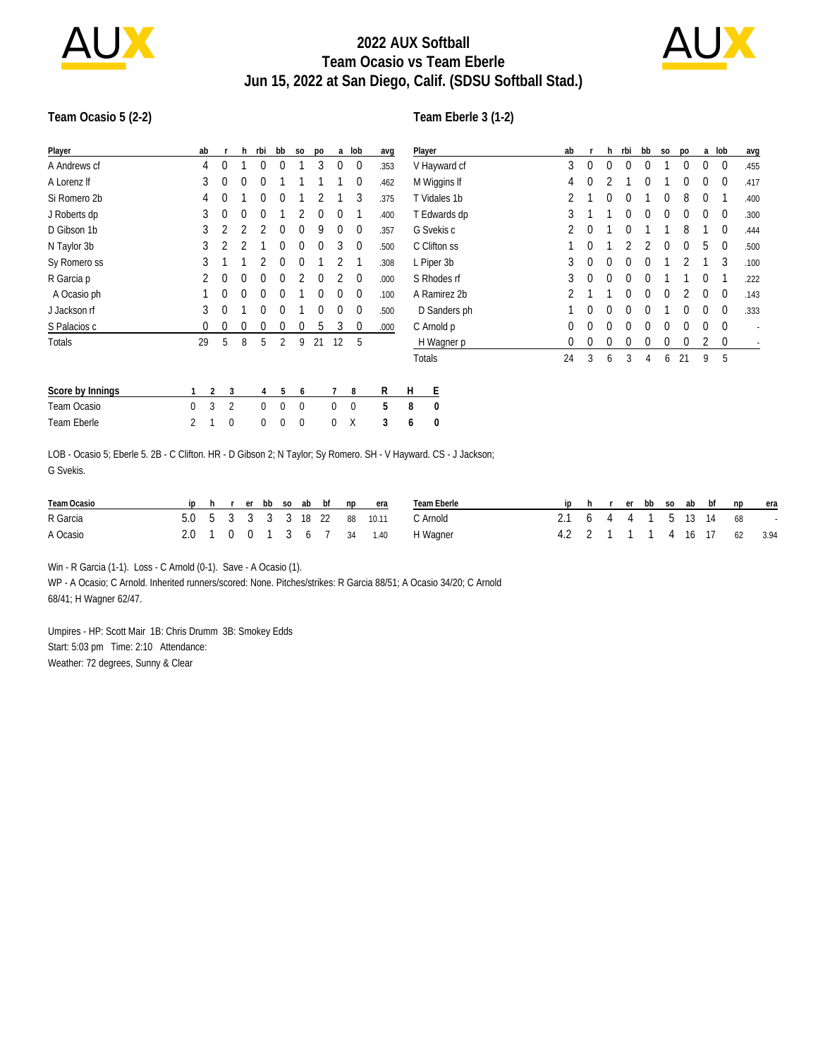# 2022 AUX Softball
# Team Ocasio vs Team Eberle
# Jun 15, 2022 at San Diego, Calif. (SDSU Softball Stad.)

## Team Ocasio 5 (2-2)

| Player | ab | r | h | rbi | bb | so | po | a | lob | avg |
|---|---|---|---|---|---|---|---|---|---|---|
| A Andrews cf | 4 | 0 | 1 | 0 | 0 | 1 | 3 | 0 | 0 | .353 |
| A Lorenz lf | 3 | 0 | 0 | 0 | 1 | 1 | 1 | 1 | 0 | .462 |
| Si Romero 2b | 4 | 0 | 1 | 0 | 0 | 1 | 2 | 1 | 3 | .375 |
| J Roberts dp | 3 | 0 | 0 | 0 | 1 | 2 | 0 | 0 | 1 | .400 |
| D Gibson 1b | 3 | 2 | 2 | 2 | 0 | 0 | 9 | 0 | 0 | .357 |
| N Taylor 3b | 3 | 2 | 2 | 1 | 0 | 0 | 0 | 3 | 0 | .500 |
| Sy Romero ss | 3 | 1 | 1 | 2 | 0 | 0 | 1 | 2 | 1 | .308 |
| R Garcia p | 2 | 0 | 0 | 0 | 0 | 2 | 0 | 2 | 0 | .000 |
| A Ocasio ph | 1 | 0 | 0 | 0 | 0 | 1 | 0 | 0 | 0 | .100 |
| J Jackson rf | 3 | 0 | 1 | 0 | 0 | 1 | 0 | 0 | 0 | .500 |
| S Palacios c | 0 | 0 | 0 | 0 | 0 | 0 | 5 | 3 | 0 | .000 |
| Totals | 29 | 5 | 8 | 5 | 2 | 9 | 21 | 12 | 5 | |

## Team Eberle 3 (1-2)

| Player | ab | r | h | rbi | bb | so | po | a | lob | avg |
|---|---|---|---|---|---|---|---|---|---|---|
| V Hayward cf | 3 | 0 | 0 | 0 | 0 | 1 | 0 | 0 | 0 | .455 |
| M Wiggins lf | 4 | 0 | 2 | 1 | 0 | 1 | 0 | 0 | 0 | .417 |
| T Vidales 1b | 2 | 1 | 0 | 0 | 1 | 0 | 8 | 0 | 1 | .400 |
| T Edwards dp | 3 | 1 | 1 | 0 | 0 | 0 | 0 | 0 | 0 | .300 |
| G Svekis c | 2 | 0 | 1 | 0 | 1 | 1 | 8 | 1 | 0 | .444 |
| C Clifton ss | 1 | 0 | 1 | 2 | 2 | 0 | 0 | 5 | 0 | .500 |
| L Piper 3b | 3 | 0 | 0 | 0 | 0 | 1 | 2 | 1 | 3 | .100 |
| S Rhodes rf | 3 | 0 | 0 | 0 | 0 | 1 | 1 | 0 | 1 | .222 |
| A Ramirez 2b | 2 | 1 | 1 | 0 | 0 | 0 | 2 | 0 | 0 | .143 |
| D Sanders ph | 1 | 0 | 0 | 0 | 0 | 1 | 0 | 0 | 0 | .333 |
| C Arnold p | 0 | 0 | 0 | 0 | 0 | 0 | 0 | 0 | 0 | - |
| H Wagner p | 0 | 0 | 0 | 0 | 0 | 0 | 0 | 2 | 0 | - |
| Totals | 24 | 3 | 6 | 3 | 4 | 6 | 21 | 9 | 5 | |

| Score by Innings | 1 | 2 | 3 | 4 | 5 | 6 | 7 | 8 | R | H | E |
|---|---|---|---|---|---|---|---|---|---|---|---|
| Team Ocasio | 0 | 3 | 2 | 0 | 0 | 0 | 0 | 0 | 5 | 8 | 0 |
| Team Eberle | 2 | 1 | 0 | 0 | 0 | 0 | 0 | X | 3 | 6 | 0 |

LOB - Ocasio 5; Eberle 5. 2B - C Clifton. HR - D Gibson 2; N Taylor; Sy Romero. SH - V Hayward. CS - J Jackson; G Svekis.

| Team Ocasio | ip | h | r | er | bb | so | ab | bf | np | era |
|---|---|---|---|---|---|---|---|---|---|---|
| R Garcia | 5.0 | 5 | 3 | 3 | 3 | 3 | 18 | 22 | 88 | 10.11 |
| A Ocasio | 2.0 | 1 | 0 | 0 | 1 | 3 | 6 | 7 | 34 | 1.40 |

| Team Eberle | ip | h | r | er | bb | so | ab | bf | np | era |
|---|---|---|---|---|---|---|---|---|---|---|
| C Arnold | 2.1 | 6 | 4 | 4 | 1 | 5 | 13 | 14 | 68 | - |
| H Wagner | 4.2 | 2 | 1 | 1 | 1 | 4 | 16 | 17 | 62 | 3.94 |

Win - R Garcia (1-1). Loss - C Arnold (0-1). Save - A Ocasio (1).
WP - A Ocasio; C Arnold. Inherited runners/scored: None. Pitches/strikes: R Garcia 88/51; A Ocasio 34/20; C Arnold 68/41; H Wagner 62/47.

Umpires - HP: Scott Mair 1B: Chris Drumm 3B: Smokey Edds
Start: 5:03 pm Time: 2:10 Attendance:
Weather: 72 degrees, Sunny & Clear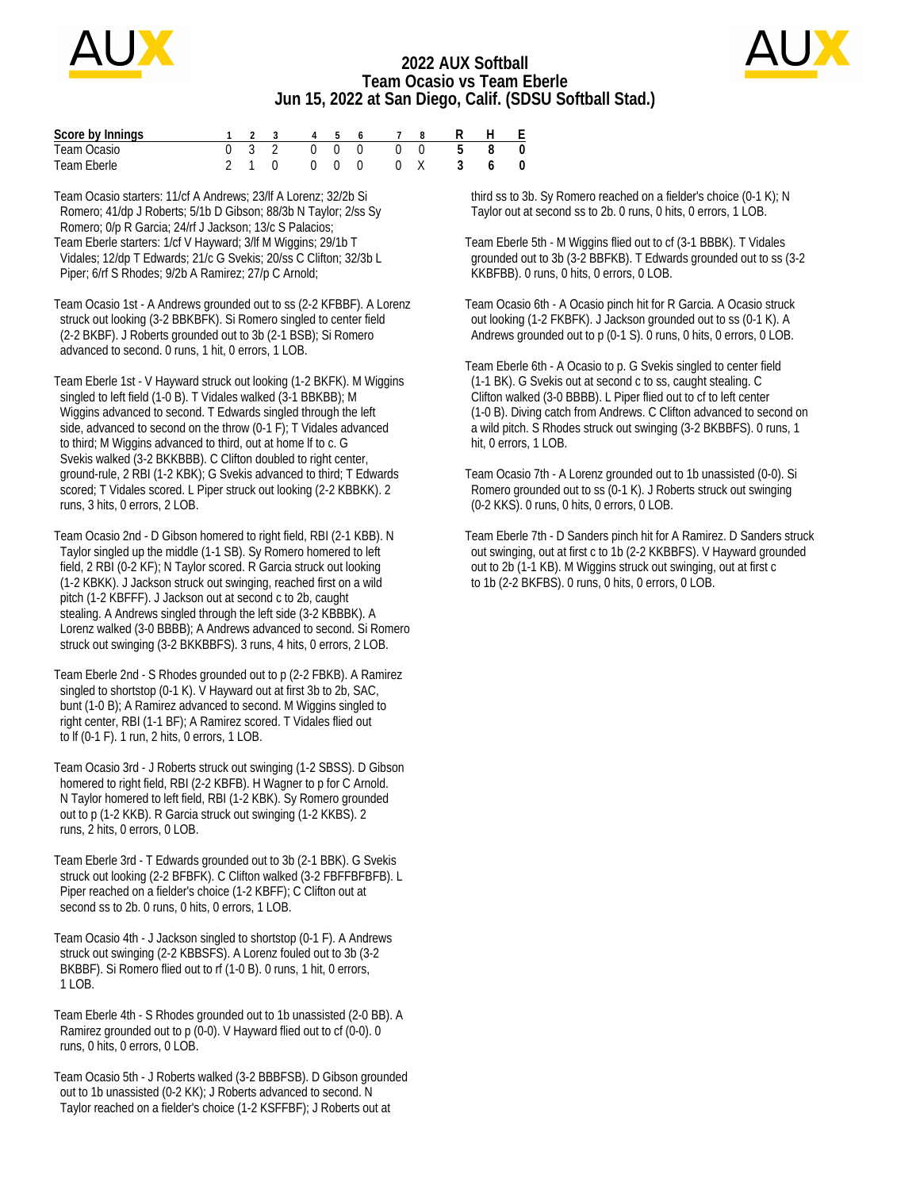# 2022 AUX Softball
## Team Ocasio vs Team Eberle
### Jun 15, 2022 at San Diego, Calif. (SDSU Softball Stad.)

| Score by Innings | 1 | 2 | 3 | 4 | 5 | 6 | 7 | 8 | R | H | E |
|---|---|---|---|---|---|---|---|---|---|---|---|
| Team Ocasio | 0 | 3 | 2 | 0 | 0 | 0 | 0 | 0 | 5 | 8 | 0 |
| Team Eberle | 2 | 1 | 0 | 0 | 0 | 0 | 0 | X | 3 | 6 | 0 |

Team Ocasio starters: 11/cf A Andrews; 23/lf A Lorenz; 32/2b Si Romero; 41/dp J Roberts; 5/1b D Gibson; 88/3b N Taylor; 2/ss Sy Romero; 0/p R Garcia; 24/rf J Jackson; 13/c S Palacios;

Team Eberle starters: 1/cf V Hayward; 3/lf M Wiggins; 29/1b T Vidales; 12/dp T Edwards; 21/c G Svekis; 20/ss C Clifton; 32/3b L Piper; 6/rf S Rhodes; 9/2b A Ramirez; 27/p C Arnold;

Team Ocasio 1st - A Andrews grounded out to ss (2-2 KFBBF). A Lorenz struck out looking (3-2 BBKBFK). Si Romero singled to center field (2-2 BKBF). J Roberts grounded out to 3b (2-1 BSB); Si Romero advanced to second. 0 runs, 1 hit, 0 errors, 1 LOB.

Team Eberle 1st - V Hayward struck out looking (1-2 BKFK). M Wiggins singled to left field (1-0 B). T Vidales walked (3-1 BBKBB); M Wiggins advanced to second. T Edwards singled through the left side, advanced to second on the throw (0-1 F); T Vidales advanced to third; M Wiggins advanced to third, out at home lf to c. G Svekis walked (3-2 BKKBBB). C Clifton doubled to right center, ground-rule, 2 RBI (1-2 KBK); G Svekis advanced to third; T Edwards scored; T Vidales scored. L Piper struck out looking (2-2 KBBKK). 2 runs, 3 hits, 0 errors, 2 LOB.

Team Ocasio 2nd - D Gibson homered to right field, RBI (2-1 KBB). N Taylor singled up the middle (1-1 SB). Sy Romero homered to left field, 2 RBI (0-2 KF); N Taylor scored. R Garcia struck out looking (1-2 BKBK). J Jackson struck out swinging, reached first on a wild pitch (1-2 KBFFF). J Jackson out at second c to 2b, caught stealing. A Andrews singled through the left side (3-2 KBBBK). A Lorenz walked (3-0 BBBB); A Andrews advanced to second. Si Romero struck out swinging (3-2 BKKBBFS). 3 runs, 4 hits, 0 errors, 2 LOB.

Team Eberle 2nd - S Rhodes grounded out to p (2-2 FBKB). A Ramirez singled to shortstop (0-1 K). V Hayward out at first 3b to 2b, SAC, bunt (1-0 B); A Ramirez advanced to second. M Wiggins singled to right center, RBI (1-1 BF); A Ramirez scored. T Vidales flied out to lf (0-1 F). 1 run, 2 hits, 0 errors, 1 LOB.

Team Ocasio 3rd - J Roberts struck out swinging (1-2 SBSS). D Gibson homered to right field, RBI (2-2 KBFB). H Wagner to p for C Arnold. N Taylor homered to left field, RBI (1-2 KBK). Sy Romero grounded out to p (1-2 KKB). R Garcia struck out swinging (1-2 KKBS). 2 runs, 2 hits, 0 errors, 0 LOB.

Team Eberle 3rd - T Edwards grounded out to 3b (2-1 BBK). G Svekis struck out looking (2-2 BFBFK). C Clifton walked (3-2 FBFFBFBFB). L Piper reached on a fielder's choice (1-2 KBFF); C Clifton out at second ss to 2b. 0 runs, 0 hits, 0 errors, 1 LOB.

Team Ocasio 4th - J Jackson singled to shortstop (0-1 F). A Andrews struck out swinging (2-2 KBBSFS). A Lorenz fouled out to 3b (3-2 BKBBF). Si Romero flied out to rf (1-0 B). 0 runs, 1 hit, 0 errors, 1 LOB.

Team Eberle 4th - S Rhodes grounded out to 1b unassisted (2-0 BB). A Ramirez grounded out to p (0-0). V Hayward flied out to cf (0-0). 0 runs, 0 hits, 0 errors, 0 LOB.

Team Ocasio 5th - J Roberts walked (3-2 BBBFSB). D Gibson grounded out to 1b unassisted (0-2 KK); J Roberts advanced to second. N Taylor reached on a fielder's choice (1-2 KSFFBF); J Roberts out at third ss to 3b. Sy Romero reached on a fielder's choice (0-1 K); N Taylor out at second ss to 2b. 0 runs, 0 hits, 0 errors, 1 LOB.

Team Eberle 5th - M Wiggins flied out to cf (3-1 BBBK). T Vidales grounded out to 3b (3-2 BBFKB). T Edwards grounded out to ss (3-2 KKBFBB). 0 runs, 0 hits, 0 errors, 0 LOB.

Team Ocasio 6th - A Ocasio pinch hit for R Garcia. A Ocasio struck out looking (1-2 FKBFK). J Jackson grounded out to ss (0-1 K). A Andrews grounded out to p (0-1 S). 0 runs, 0 hits, 0 errors, 0 LOB.

Team Eberle 6th - A Ocasio to p. G Svekis singled to center field (1-1 BK). G Svekis out at second c to ss, caught stealing. C Clifton walked (3-0 BBBB). L Piper flied out to cf to left center (1-0 B). Diving catch from Andrews. C Clifton advanced to second on a wild pitch. S Rhodes struck out swinging (3-2 BKBBFS). 0 runs, 1 hit, 0 errors, 1 LOB.

Team Ocasio 7th - A Lorenz grounded out to 1b unassisted (0-0). Si Romero grounded out to ss (0-1 K). J Roberts struck out swinging (0-2 KKS). 0 runs, 0 hits, 0 errors, 0 LOB.

Team Eberle 7th - D Sanders pinch hit for A Ramirez. D Sanders struck out swinging, out at first c to 1b (2-2 KKBBFS). V Hayward grounded out to 2b (1-1 KB). M Wiggins struck out swinging, out at first c to 1b (2-2 BKFBS). 0 runs, 0 hits, 0 errors, 0 LOB.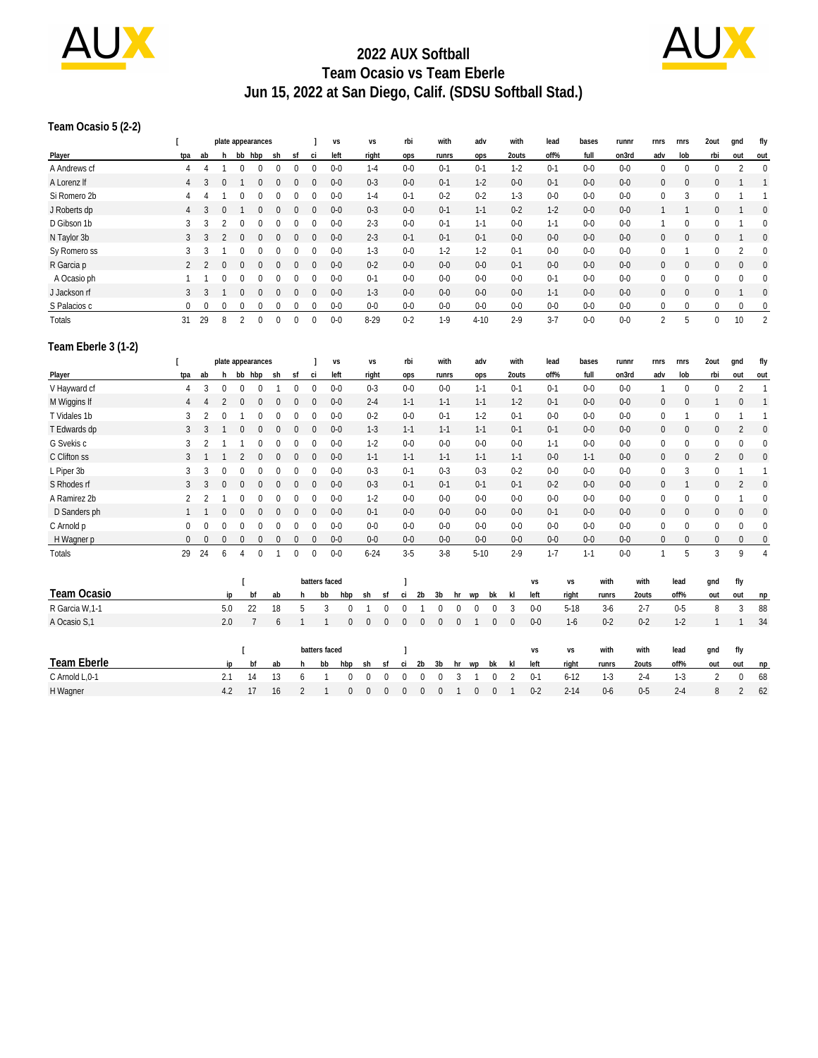# 2022 AUX Softball
## Team Ocasio vs Team Eberle
## Jun 15, 2022 at San Diego, Calif. (SDSU Softball Stad.)

### Team Ocasio 5 (2-2)

| Player | [ tpa | ab | h | plate appearances bb | hbp | sh | sf | ] ci | vs left | vs right | rbi ops | with runrs | adv ops | with 2outs | lead off% | bases full | runnr on3rd | rnrs adv | rnrs lob | 2out rbi | gnd out | fly out |
|---|---|---|---|---|---|---|---|---|---|---|---|---|---|---|---|---|---|---|---|---|---|---|
| A Andrews cf | 4 | 4 | 1 | 0 | 0 | 0 | 0 | 0 | 0-0 | 1-4 | 0-0 | 0-1 | 0-1 | 1-2 | 0-1 | 0-0 | 0-0 | 0 | 0 | 0 | 2 | 0 |
| A Lorenz lf | 4 | 3 | 0 | 1 | 0 | 0 | 0 | 0 | 0-0 | 0-3 | 0-0 | 0-1 | 1-2 | 0-0 | 0-1 | 0-0 | 0-0 | 0 | 0 | 0 | 1 | 1 |
| Si Romero 2b | 4 | 4 | 1 | 0 | 0 | 0 | 0 | 0 | 0-0 | 1-4 | 0-1 | 0-2 | 0-2 | 1-3 | 0-0 | 0-0 | 0-0 | 0 | 3 | 0 | 1 | 1 |
| J Roberts dp | 4 | 3 | 0 | 1 | 0 | 0 | 0 | 0 | 0-0 | 0-3 | 0-0 | 0-1 | 1-1 | 0-2 | 1-2 | 0-0 | 0-0 | 1 | 1 | 0 | 1 | 0 |
| D Gibson 1b | 3 | 3 | 2 | 0 | 0 | 0 | 0 | 0 | 0-0 | 2-3 | 0-0 | 0-1 | 1-1 | 0-0 | 1-1 | 0-0 | 0-0 | 1 | 0 | 0 | 1 | 0 |
| N Taylor 3b | 3 | 3 | 2 | 0 | 0 | 0 | 0 | 0 | 0-0 | 2-3 | 0-1 | 0-1 | 0-1 | 0-0 | 0-0 | 0-0 | 0-0 | 0 | 0 | 0 | 1 | 0 |
| Sy Romero ss | 3 | 3 | 1 | 0 | 0 | 0 | 0 | 0 | 0-0 | 1-3 | 0-0 | 1-2 | 1-2 | 0-1 | 0-0 | 0-0 | 0-0 | 0 | 1 | 0 | 2 | 0 |
| R Garcia p | 2 | 2 | 0 | 0 | 0 | 0 | 0 | 0 | 0-0 | 0-2 | 0-0 | 0-0 | 0-0 | 0-1 | 0-0 | 0-0 | 0-0 | 0 | 0 | 0 | 0 | 0 |
| A Ocasio ph | 1 | 1 | 0 | 0 | 0 | 0 | 0 | 0 | 0-0 | 0-1 | 0-0 | 0-0 | 0-0 | 0-0 | 0-1 | 0-0 | 0-0 | 0 | 0 | 0 | 0 | 0 |
| J Jackson rf | 3 | 3 | 1 | 0 | 0 | 0 | 0 | 0 | 0-0 | 1-3 | 0-0 | 0-0 | 0-0 | 0-0 | 1-1 | 0-0 | 0-0 | 0 | 0 | 0 | 1 | 0 |
| S Palacios c | 0 | 0 | 0 | 0 | 0 | 0 | 0 | 0 | 0-0 | 0-0 | 0-0 | 0-0 | 0-0 | 0-0 | 0-0 | 0-0 | 0-0 | 0 | 0 | 0 | 0 | 0 |
| Totals | 31 | 29 | 8 | 2 | 0 | 0 | 0 | 0 | 0-0 | 8-29 | 0-2 | 1-9 | 4-10 | 2-9 | 3-7 | 0-0 | 0-0 | 2 | 5 | 0 | 10 | 2 |

### Team Eberle 3 (1-2)

| Player | [ tpa | ab | h | plate appearances bb | hbp | sh | sf | ] ci | vs left | vs right | rbi ops | with runrs | adv ops | with 2outs | lead off% | bases full | runnr on3rd | rnrs adv | rnrs lob | 2out rbi | gnd out | fly out |
|---|---|---|---|---|---|---|---|---|---|---|---|---|---|---|---|---|---|---|---|---|---|---|
| V Hayward cf | 4 | 3 | 0 | 0 | 0 | 1 | 0 | 0 | 0-0 | 0-3 | 0-0 | 0-0 | 1-1 | 0-1 | 0-1 | 0-0 | 0-0 | 1 | 0 | 0 | 2 | 1 |
| M Wiggins lf | 4 | 4 | 2 | 0 | 0 | 0 | 0 | 0 | 0-0 | 2-4 | 1-1 | 1-1 | 1-1 | 1-2 | 0-1 | 0-0 | 0-0 | 0 | 0 | 1 | 0 | 1 |
| T Vidales 1b | 3 | 2 | 0 | 1 | 0 | 0 | 0 | 0 | 0-0 | 0-2 | 0-0 | 0-1 | 1-2 | 0-1 | 0-0 | 0-0 | 0-0 | 0 | 1 | 0 | 1 | 1 |
| T Edwards dp | 3 | 3 | 1 | 0 | 0 | 0 | 0 | 0 | 0-0 | 1-3 | 1-1 | 1-1 | 1-1 | 0-1 | 0-1 | 0-0 | 0-0 | 0 | 0 | 0 | 2 | 0 |
| G Svekis c | 3 | 2 | 1 | 1 | 0 | 0 | 0 | 0 | 0-0 | 1-2 | 0-0 | 0-0 | 0-0 | 0-0 | 1-1 | 0-0 | 0-0 | 0 | 0 | 0 | 0 | 0 |
| C Clifton ss | 3 | 1 | 1 | 2 | 0 | 0 | 0 | 0 | 0-0 | 1-1 | 1-1 | 1-1 | 1-1 | 1-1 | 0-0 | 1-1 | 0-0 | 0 | 0 | 2 | 0 | 0 |
| L Piper 3b | 3 | 3 | 0 | 0 | 0 | 0 | 0 | 0 | 0-0 | 0-3 | 0-1 | 0-3 | 0-3 | 0-2 | 0-0 | 0-0 | 0-0 | 0 | 3 | 0 | 1 | 1 |
| S Rhodes rf | 3 | 3 | 0 | 0 | 0 | 0 | 0 | 0 | 0-0 | 0-3 | 0-1 | 0-1 | 0-1 | 0-1 | 0-2 | 0-0 | 0-0 | 0 | 1 | 0 | 2 | 0 |
| A Ramirez 2b | 2 | 2 | 1 | 0 | 0 | 0 | 0 | 0 | 0-0 | 1-2 | 0-0 | 0-0 | 0-0 | 0-0 | 0-0 | 0-0 | 0-0 | 0 | 0 | 0 | 1 | 0 |
| D Sanders ph | 1 | 1 | 0 | 0 | 0 | 0 | 0 | 0 | 0-0 | 0-1 | 0-0 | 0-0 | 0-0 | 0-0 | 0-1 | 0-0 | 0-0 | 0 | 0 | 0 | 0 | 0 |
| C Arnold p | 0 | 0 | 0 | 0 | 0 | 0 | 0 | 0 | 0-0 | 0-0 | 0-0 | 0-0 | 0-0 | 0-0 | 0-0 | 0-0 | 0-0 | 0 | 0 | 0 | 0 | 0 |
| H Wagner p | 0 | 0 | 0 | 0 | 0 | 0 | 0 | 0 | 0-0 | 0-0 | 0-0 | 0-0 | 0-0 | 0-0 | 0-0 | 0-0 | 0-0 | 0 | 0 | 0 | 0 | 0 |
| Totals | 29 | 24 | 6 | 4 | 0 | 1 | 0 | 0 | 0-0 | 6-24 | 3-5 | 3-8 | 5-10 | 2-9 | 1-7 | 1-1 | 0-0 | 1 | 5 | 3 | 9 | 4 |

| Team Ocasio | ip | [ bf | ab | h | batters faced bb | hbp | sh | sf | ] ci | 2b | 3b | hr | wp | bk | kl | vs left | vs right | with runrs | with 2outs | lead off% | gnd out | fly out | np |
|---|---|---|---|---|---|---|---|---|---|---|---|---|---|---|---|---|---|---|---|---|---|---|---|
| R Garcia W,1-1 | 5.0 | 22 | 18 | 5 | 3 | 0 | 1 | 0 | 0 | 1 | 0 | 0 | 0 | 0 | 3 | 0-0 | 5-18 | 3-6 | 2-7 | 0-5 | 8 | 3 | 88 |
| A Ocasio S,1 | 2.0 | 7 | 6 | 1 | 1 | 0 | 0 | 0 | 0 | 0 | 0 | 0 | 1 | 0 | 0 | 0-0 | 1-6 | 0-2 | 0-2 | 1-2 | 1 | 1 | 34 |

| Team Eberle | ip | [ bf | ab | h | batters faced bb | hbp | sh | sf | ] ci | 2b | 3b | hr | wp | bk | kl | vs left | vs right | with runrs | with 2outs | lead off% | gnd out | fly out | np |
|---|---|---|---|---|---|---|---|---|---|---|---|---|---|---|---|---|---|---|---|---|---|---|---|
| C Arnold L,0-1 | 2.1 | 14 | 13 | 6 | 1 | 0 | 0 | 0 | 0 | 0 | 0 | 3 | 1 | 0 | 2 | 0-1 | 6-12 | 1-3 | 2-4 | 1-3 | 2 | 0 | 68 |
| H Wagner | 4.2 | 17 | 16 | 2 | 1 | 0 | 0 | 0 | 0 | 0 | 0 | 1 | 0 | 0 | 1 | 0-2 | 2-14 | 0-6 | 0-5 | 2-4 | 8 | 2 | 62 |